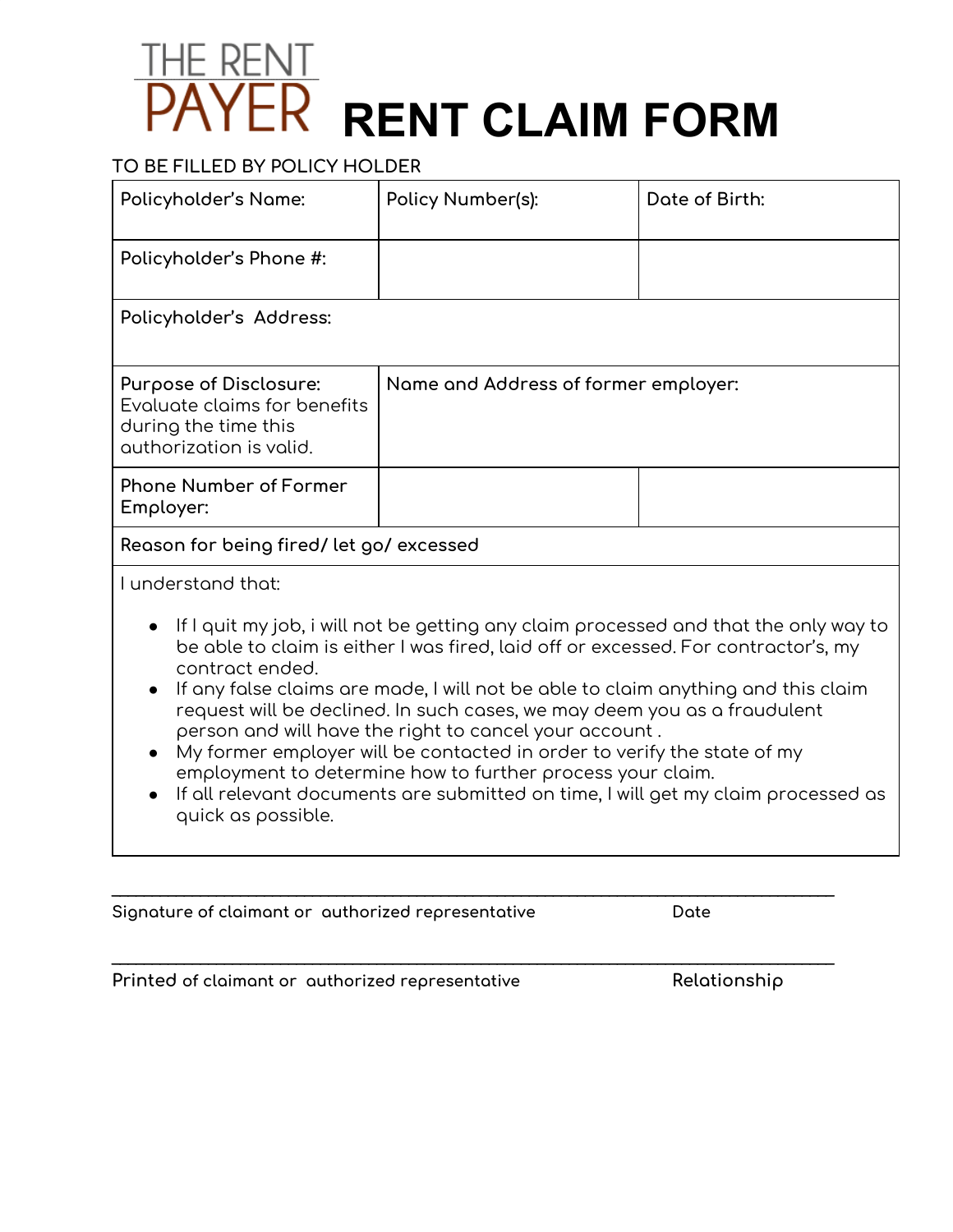THE RENT PAYER

# RENT CLAIM FORM

TO BE FILLED BY POLICY HOLDER

| Policyholder's Name: | Policy Number(s): | Date of Birth: |
|---|---|---|
| Policyholder's Phone #: | | |
| Policyholder's Address: | | |
| Purpose of Disclosure: Evaluate claims for benefits during the time this authorization is valid. | Name and Address of former employer: | |
| Phone Number of Former Employer: | | |
| Reason for being fired/ let go/ excessed | | |

I understand that:

- If I quit my job, i will not be getting any claim processed and that the only way to be able to claim is either I was fired, laid off or excessed. For contractor's, my contract ended.
- If any false claims are made, I will not be able to claim anything and this claim request will be declined. In such cases, we may deem you as a fraudulent person and will have the right to cancel your account .
- My former employer will be contacted in order to verify the state of my employment to determine how to further process your claim.
- If all relevant documents are submitted on time, I will get my claim processed as quick as possible.

______________________________________________________________________

Signature of claimant or authorized representative Date

______________________________________________________________________

Printed of claimant or authorized representative Relationship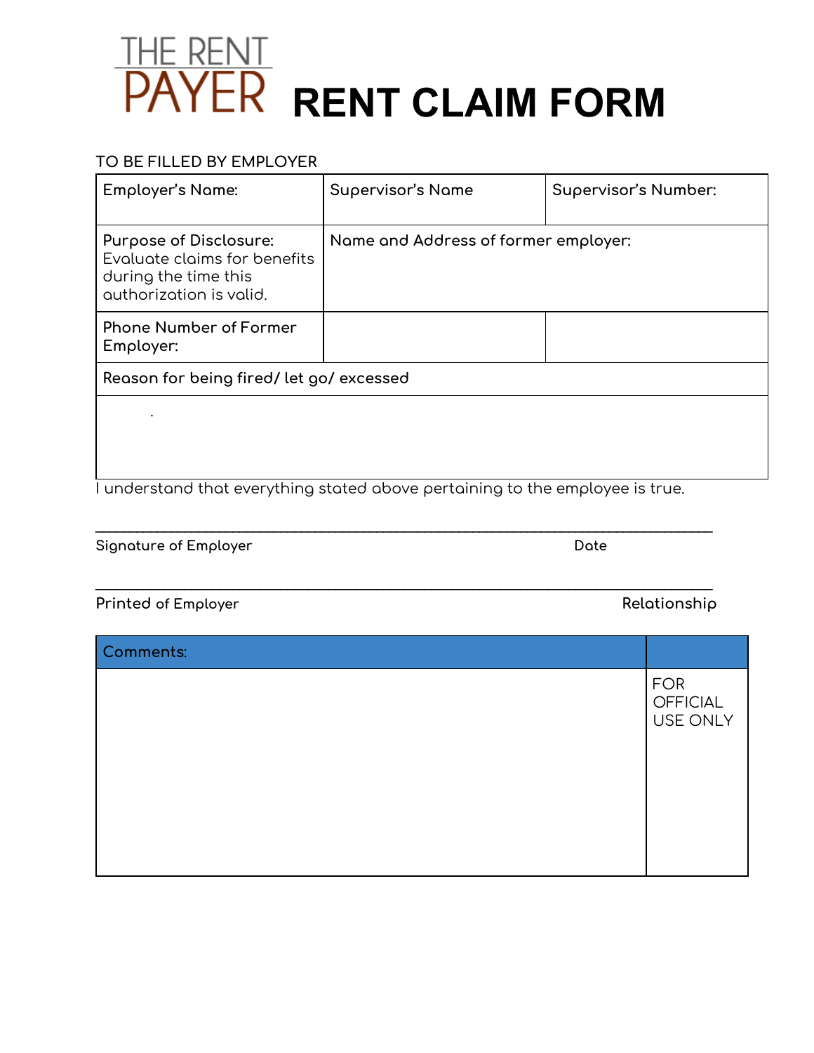THE RENT PAYER

# RENT CLAIM FORM

TO BE FILLED BY EMPLOYER

| | | |
|---|---|---|
| Employer's Name: | Supervisor's Name | Supervisor's Number: |
| Purpose of Disclosure: Evaluate claims for benefits during the time this authorization is valid. | Name and Address of former employer: | |
| Phone Number of Former Employer: | | |
| Reason for being fired/ let go/ excessed | | |
| . | | |

I understand that everything stated above pertaining to the employee is true.

_______________________________________________________________________________

Signature of Employer Date

_______________________________________________________________________________

Printed of Employer Relationship

| Comments: | |
|---|---|
| | FOR OFFICIAL USE ONLY |